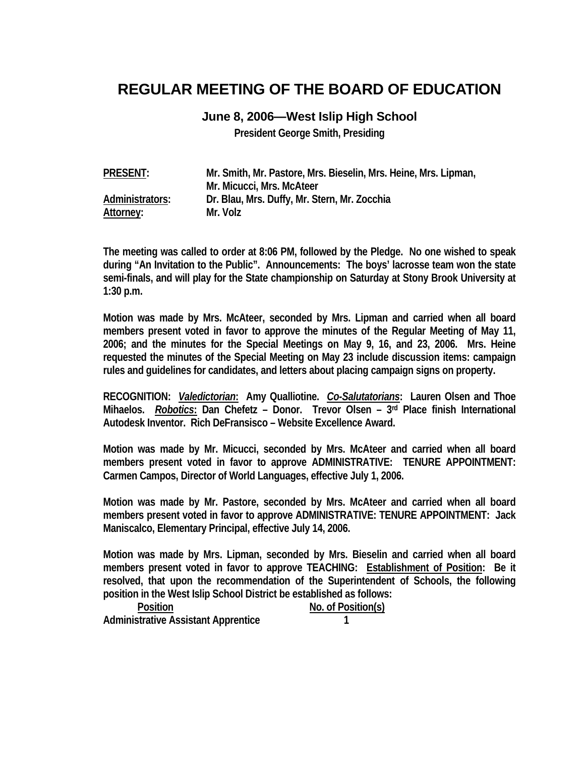# REGULAR MEETING OF THE BOARD OF EDUCATION

## June 8, 2006—West Islip High School

**President George Smith, Presiding**

| | |
|---|---|
| **PRESENT:** | **Mr. Smith, Mr. Pastore, Mrs. Bieselin, Mrs. Heine, Mrs. Lipman, Mr. Micucci, Mrs. McAteer** |
| **Administrators:** | **Dr. Blau, Mrs. Duffy, Mr. Stern, Mr. Zocchia** |
| **Attorney:** | **Mr. Volz** |

**The meeting was called to order at 8:06 PM, followed by the Pledge. No one wished to speak during "An Invitation to the Public". Announcements: The boys' lacrosse team won the state semi-finals, and will play for the State championship on Saturday at Stony Brook University at 1:30 p.m.**

**Motion was made by Mrs. McAteer, seconded by Mrs. Lipman and carried when all board members present voted in favor to approve the minutes of the Regular Meeting of May 11, 2006; and the minutes for the Special Meetings on May 9, 16, and 23, 2006. Mrs. Heine requested the minutes of the Special Meeting on May 23 include discussion items: campaign rules and guidelines for candidates, and letters about placing campaign signs on property.**

**RECOGNITION: *Valedictorian*: Amy Qualliotine. *Co-Salutatorians*: Lauren Olsen and Thoe Mihaelos. *Robotics*: Dan Chefetz – Donor. Trevor Olsen – 3rd Place finish International Autodesk Inventor. Rich DeFransisco – Website Excellence Award.**

**Motion was made by Mr. Micucci, seconded by Mrs. McAteer and carried when all board members present voted in favor to approve ADMINISTRATIVE: TENURE APPOINTMENT: Carmen Campos, Director of World Languages, effective July 1, 2006.**

**Motion was made by Mr. Pastore, seconded by Mrs. McAteer and carried when all board members present voted in favor to approve ADMINISTRATIVE: TENURE APPOINTMENT: Jack Maniscalco, Elementary Principal, effective July 14, 2006.**

**Motion was made by Mrs. Lipman, seconded by Mrs. Bieselin and carried when all board members present voted in favor to approve TEACHING: Establishment of Position: Be it resolved, that upon the recommendation of the Superintendent of Schools, the following position in the West Islip School District be established as follows:**

| Position | No. of Position(s) |
|---|---|
| **Administrative Assistant Apprentice** | **1** |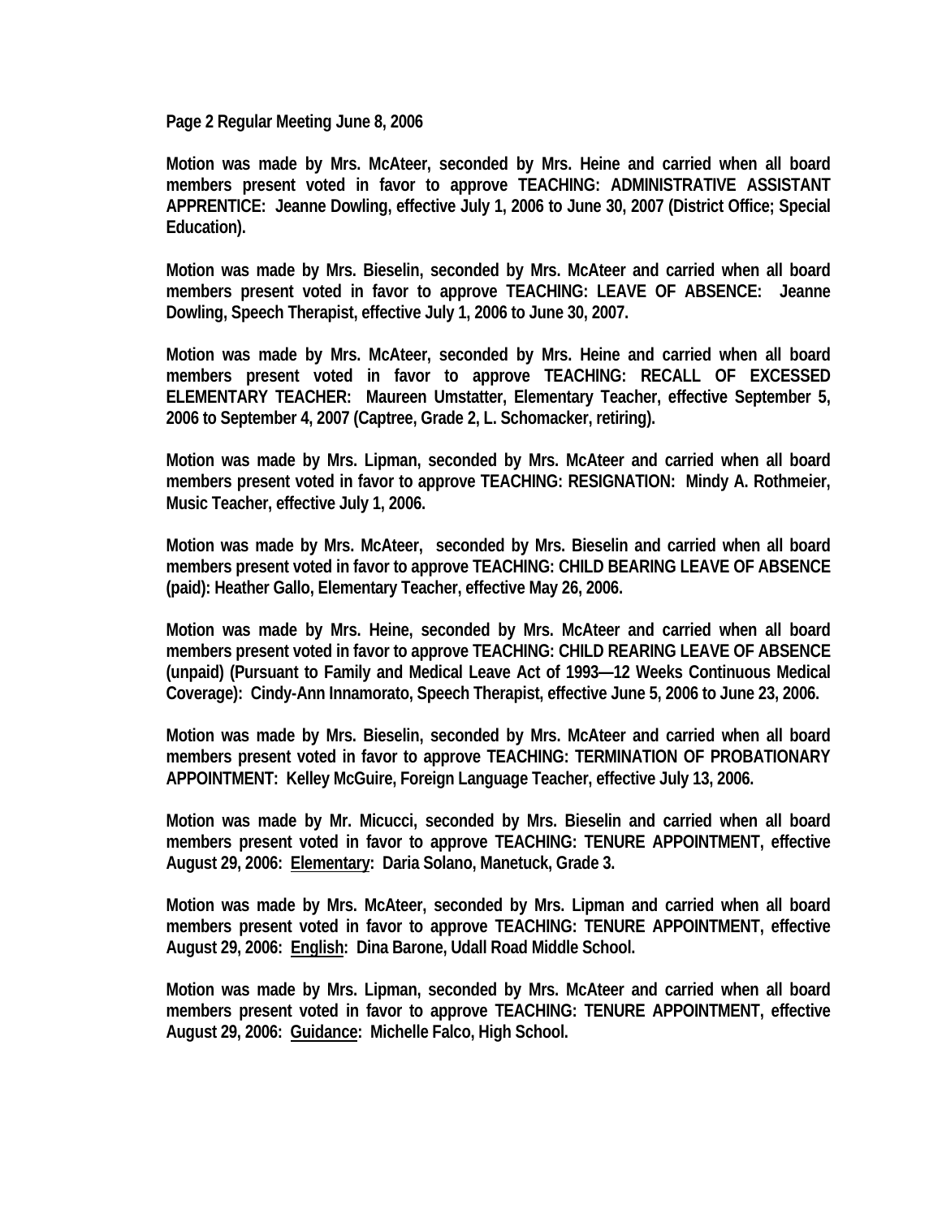**Motion was made by Mrs. McAteer, seconded by Mrs. Heine and carried when all board members present voted in favor to approve TEACHING: ADMINISTRATIVE ASSISTANT APPRENTICE: Jeanne Dowling, effective July 1, 2006 to June 30, 2007 (District Office; Special Education).**

**Motion was made by Mrs. Bieselin, seconded by Mrs. McAteer and carried when all board members present voted in favor to approve TEACHING: LEAVE OF ABSENCE: Jeanne Dowling, Speech Therapist, effective July 1, 2006 to June 30, 2007.**

**Motion was made by Mrs. McAteer, seconded by Mrs. Heine and carried when all board members present voted in favor to approve TEACHING: RECALL OF EXCESSED ELEMENTARY TEACHER: Maureen Umstatter, Elementary Teacher, effective September 5, 2006 to September 4, 2007 (Captree, Grade 2, L. Schomacker, retiring).**

**Motion was made by Mrs. Lipman, seconded by Mrs. McAteer and carried when all board members present voted in favor to approve TEACHING: RESIGNATION: Mindy A. Rothmeier, Music Teacher, effective July 1, 2006.**

**Motion was made by Mrs. McAteer, seconded by Mrs. Bieselin and carried when all board members present voted in favor to approve TEACHING: CHILD BEARING LEAVE OF ABSENCE (paid): Heather Gallo, Elementary Teacher, effective May 26, 2006.**

**Motion was made by Mrs. Heine, seconded by Mrs. McAteer and carried when all board members present voted in favor to approve TEACHING: CHILD REARING LEAVE OF ABSENCE (unpaid) (Pursuant to Family and Medical Leave Act of 1993—12 Weeks Continuous Medical Coverage): Cindy-Ann Innamorato, Speech Therapist, effective June 5, 2006 to June 23, 2006.**

**Motion was made by Mrs. Bieselin, seconded by Mrs. McAteer and carried when all board members present voted in favor to approve TEACHING: TERMINATION OF PROBATIONARY APPOINTMENT: Kelley McGuire, Foreign Language Teacher, effective July 13, 2006.**

**Motion was made by Mr. Micucci, seconded by Mrs. Bieselin and carried when all board members present voted in favor to approve TEACHING: TENURE APPOINTMENT, effective August 29, 2006: <u>Elementary</u>: Daria Solano, Manetuck, Grade 3.**

**Motion was made by Mrs. McAteer, seconded by Mrs. Lipman and carried when all board members present voted in favor to approve TEACHING: TENURE APPOINTMENT, effective August 29, 2006: <u>English</u>: Dina Barone, Udall Road Middle School.**

**Motion was made by Mrs. Lipman, seconded by Mrs. McAteer and carried when all board members present voted in favor to approve TEACHING: TENURE APPOINTMENT, effective August 29, 2006: <u>Guidance</u>: Michelle Falco, High School.**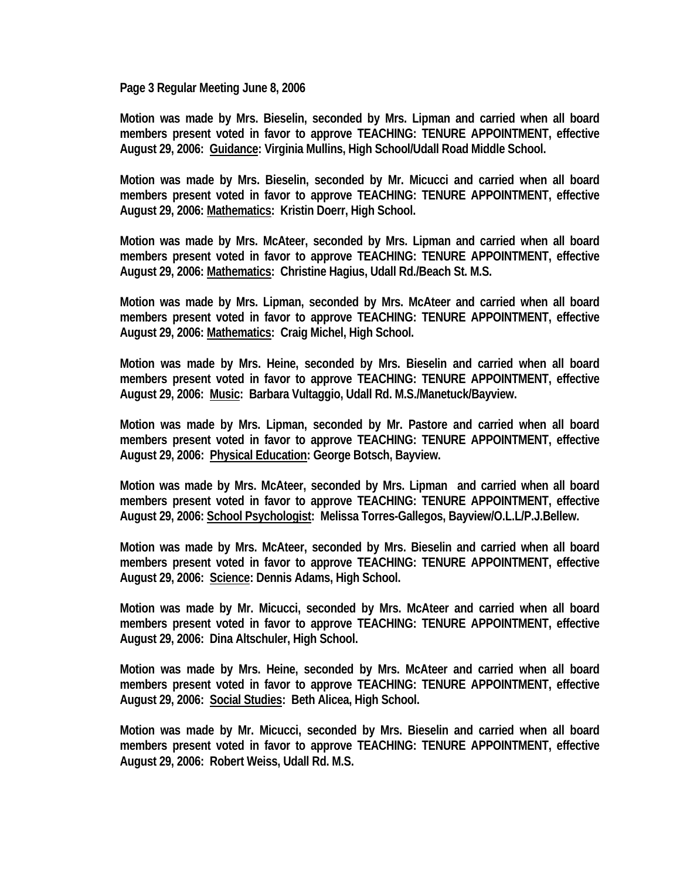**Page 3 Regular Meeting June 8, 2006**

**Motion was made by Mrs. Bieselin, seconded by Mrs. Lipman and carried when all board members present voted in favor to approve TEACHING: TENURE APPOINTMENT, effective August 29, 2006: <u>Guidance</u>: Virginia Mullins, High School/Udall Road Middle School.**

**Motion was made by Mrs. Bieselin, seconded by Mr. Micucci and carried when all board members present voted in favor to approve TEACHING: TENURE APPOINTMENT, effective August 29, 2006: <u>Mathematics</u>: Kristin Doerr, High School.**

**Motion was made by Mrs. McAteer, seconded by Mrs. Lipman and carried when all board members present voted in favor to approve TEACHING: TENURE APPOINTMENT, effective August 29, 2006: <u>Mathematics</u>: Christine Hagius, Udall Rd./Beach St. M.S.**

**Motion was made by Mrs. Lipman, seconded by Mrs. McAteer and carried when all board members present voted in favor to approve TEACHING: TENURE APPOINTMENT, effective August 29, 2006: <u>Mathematics</u>: Craig Michel, High School.**

**Motion was made by Mrs. Heine, seconded by Mrs. Bieselin and carried when all board members present voted in favor to approve TEACHING: TENURE APPOINTMENT, effective August 29, 2006: <u>Music</u>: Barbara Vultaggio, Udall Rd. M.S./Manetuck/Bayview.**

**Motion was made by Mrs. Lipman, seconded by Mr. Pastore and carried when all board members present voted in favor to approve TEACHING: TENURE APPOINTMENT, effective August 29, 2006: <u>Physical Education</u>: George Botsch, Bayview.**

**Motion was made by Mrs. McAteer, seconded by Mrs. Lipman and carried when all board members present voted in favor to approve TEACHING: TENURE APPOINTMENT, effective August 29, 2006: <u>School Psychologist</u>: Melissa Torres-Gallegos, Bayview/O.L.L/P.J.Bellew.**

**Motion was made by Mrs. McAteer, seconded by Mrs. Bieselin and carried when all board members present voted in favor to approve TEACHING: TENURE APPOINTMENT, effective August 29, 2006: <u>Science</u>: Dennis Adams, High School.**

**Motion was made by Mr. Micucci, seconded by Mrs. McAteer and carried when all board members present voted in favor to approve TEACHING: TENURE APPOINTMENT, effective August 29, 2006: Dina Altschuler, High School.**

**Motion was made by Mrs. Heine, seconded by Mrs. McAteer and carried when all board members present voted in favor to approve TEACHING: TENURE APPOINTMENT, effective August 29, 2006: <u>Social Studies</u>: Beth Alicea, High School.**

**Motion was made by Mr. Micucci, seconded by Mrs. Bieselin and carried when all board members present voted in favor to approve TEACHING: TENURE APPOINTMENT, effective August 29, 2006: Robert Weiss, Udall Rd. M.S.**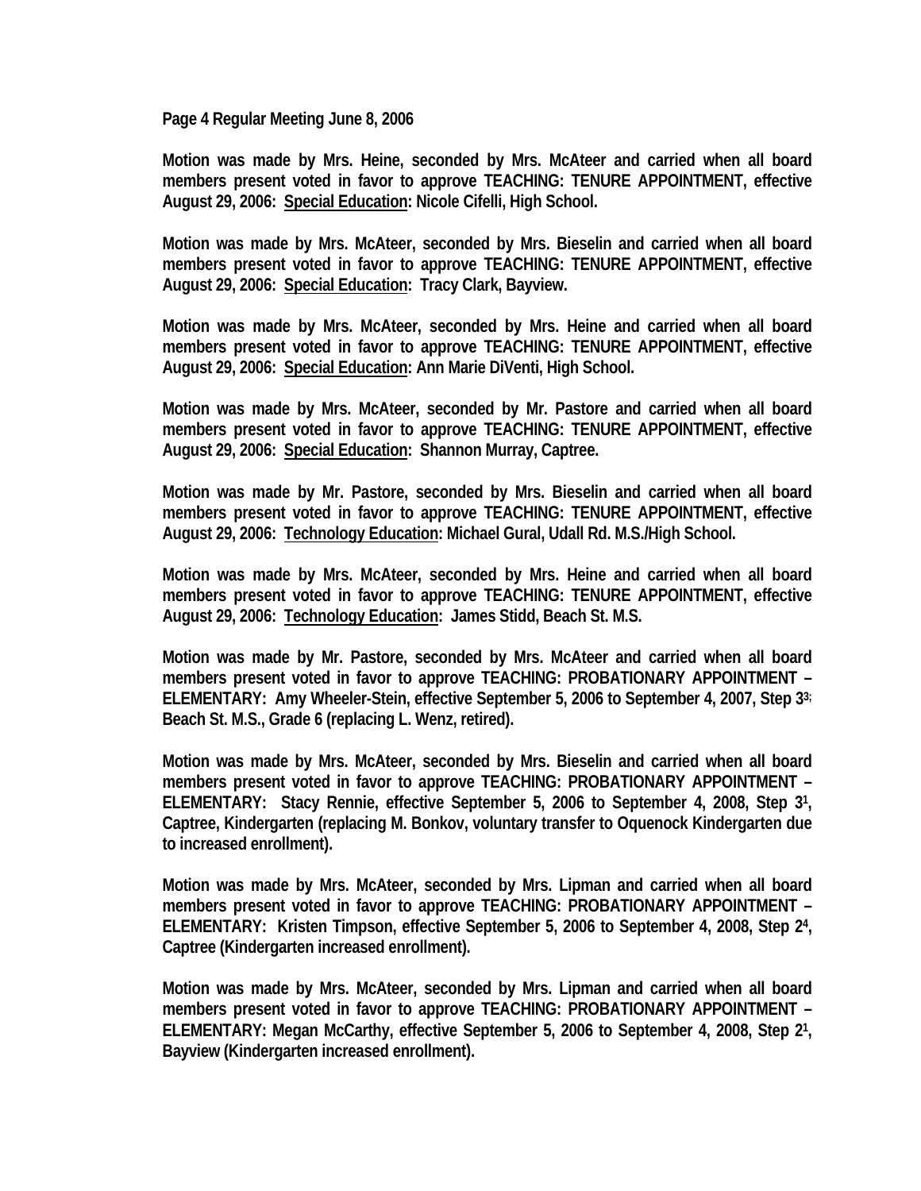**Page 4 Regular Meeting June 8, 2006**

**Motion was made by Mrs. Heine, seconded by Mrs. McAteer and carried when all board members present voted in favor to approve TEACHING: TENURE APPOINTMENT, effective August 29, 2006: <u>Special Education</u>: Nicole Cifelli, High School.**

**Motion was made by Mrs. McAteer, seconded by Mrs. Bieselin and carried when all board members present voted in favor to approve TEACHING: TENURE APPOINTMENT, effective August 29, 2006: <u>Special Education</u>: Tracy Clark, Bayview.**

**Motion was made by Mrs. McAteer, seconded by Mrs. Heine and carried when all board members present voted in favor to approve TEACHING: TENURE APPOINTMENT, effective August 29, 2006: <u>Special Education</u>: Ann Marie DiVenti, High School.**

**Motion was made by Mrs. McAteer, seconded by Mr. Pastore and carried when all board members present voted in favor to approve TEACHING: TENURE APPOINTMENT, effective August 29, 2006: <u>Special Education</u>: Shannon Murray, Captree.**

**Motion was made by Mr. Pastore, seconded by Mrs. Bieselin and carried when all board members present voted in favor to approve TEACHING: TENURE APPOINTMENT, effective August 29, 2006: <u>Technology Education</u>: Michael Gural, Udall Rd. M.S./High School.**

**Motion was made by Mrs. McAteer, seconded by Mrs. Heine and carried when all board members present voted in favor to approve TEACHING: TENURE APPOINTMENT, effective August 29, 2006: <u>Technology Education</u>: James Stidd, Beach St. M.S.**

**Motion was made by Mr. Pastore, seconded by Mrs. McAteer and carried when all board members present voted in favor to approve TEACHING: PROBATIONARY APPOINTMENT – ELEMENTARY: Amy Wheeler-Stein, effective September 5, 2006 to September 4, 2007, Step 3[3]; Beach St. M.S., Grade 6 (replacing L. Wenz, retired).**

**Motion was made by Mrs. McAteer, seconded by Mrs. Bieselin and carried when all board members present voted in favor to approve TEACHING: PROBATIONARY APPOINTMENT – ELEMENTARY: Stacy Rennie, effective September 5, 2006 to September 4, 2008, Step 3[1], Captree, Kindergarten (replacing M. Bonkov, voluntary transfer to Oquenock Kindergarten due to increased enrollment).**

**Motion was made by Mrs. McAteer, seconded by Mrs. Lipman and carried when all board members present voted in favor to approve TEACHING: PROBATIONARY APPOINTMENT – ELEMENTARY: Kristen Timpson, effective September 5, 2006 to September 4, 2008, Step 2[4], Captree (Kindergarten increased enrollment).**

**Motion was made by Mrs. McAteer, seconded by Mrs. Lipman and carried when all board members present voted in favor to approve TEACHING: PROBATIONARY APPOINTMENT – ELEMENTARY: Megan McCarthy, effective September 5, 2006 to September 4, 2008, Step 2[1], Bayview (Kindergarten increased enrollment).**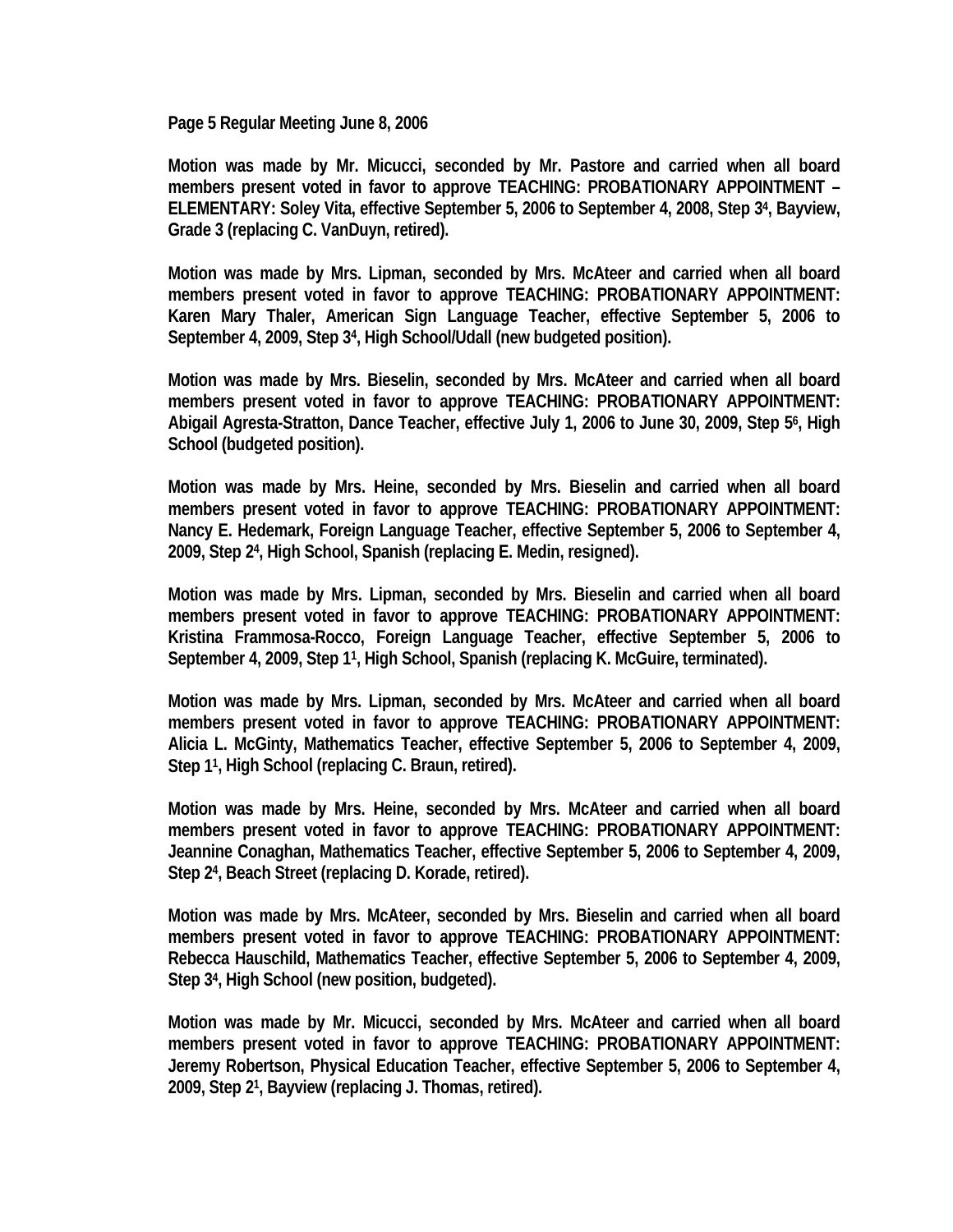Page 5 Regular Meeting June 8, 2006

**Motion was made by Mr. Micucci, seconded by Mr. Pastore and carried when all board members present voted in favor to approve TEACHING: PROBATIONARY APPOINTMENT – ELEMENTARY: Soley Vita, effective September 5, 2006 to September 4, 2008, Step 3$^{4}$, Bayview, Grade 3 (replacing C. VanDuyn, retired).**

**Motion was made by Mrs. Lipman, seconded by Mrs. McAteer and carried when all board members present voted in favor to approve TEACHING: PROBATIONARY APPOINTMENT: Karen Mary Thaler, American Sign Language Teacher, effective September 5, 2006 to September 4, 2009, Step 3$^{4}$, High School/Udall (new budgeted position).**

**Motion was made by Mrs. Bieselin, seconded by Mrs. McAteer and carried when all board members present voted in favor to approve TEACHING: PROBATIONARY APPOINTMENT: Abigail Agresta-Stratton, Dance Teacher, effective July 1, 2006 to June 30, 2009, Step 5$^{6}$, High School (budgeted position).**

**Motion was made by Mrs. Heine, seconded by Mrs. Bieselin and carried when all board members present voted in favor to approve TEACHING: PROBATIONARY APPOINTMENT: Nancy E. Hedemark, Foreign Language Teacher, effective September 5, 2006 to September 4, 2009, Step 2$^{4}$, High School, Spanish (replacing E. Medin, resigned).**

**Motion was made by Mrs. Lipman, seconded by Mrs. Bieselin and carried when all board members present voted in favor to approve TEACHING: PROBATIONARY APPOINTMENT: Kristina Frammosa-Rocco, Foreign Language Teacher, effective September 5, 2006 to September 4, 2009, Step 1$^{1}$, High School, Spanish (replacing K. McGuire, terminated).**

**Motion was made by Mrs. Lipman, seconded by Mrs. McAteer and carried when all board members present voted in favor to approve TEACHING: PROBATIONARY APPOINTMENT: Alicia L. McGinty, Mathematics Teacher, effective September 5, 2006 to September 4, 2009, Step 1$^{1}$, High School (replacing C. Braun, retired).**

**Motion was made by Mrs. Heine, seconded by Mrs. McAteer and carried when all board members present voted in favor to approve TEACHING: PROBATIONARY APPOINTMENT: Jeannine Conaghan, Mathematics Teacher, effective September 5, 2006 to September 4, 2009, Step 2$^{4}$, Beach Street (replacing D. Korade, retired).**

**Motion was made by Mrs. McAteer, seconded by Mrs. Bieselin and carried when all board members present voted in favor to approve TEACHING: PROBATIONARY APPOINTMENT: Rebecca Hauschild, Mathematics Teacher, effective September 5, 2006 to September 4, 2009, Step 3$^{4}$, High School (new position, budgeted).**

**Motion was made by Mr. Micucci, seconded by Mrs. McAteer and carried when all board members present voted in favor to approve TEACHING: PROBATIONARY APPOINTMENT: Jeremy Robertson, Physical Education Teacher, effective September 5, 2006 to September 4, 2009, Step 2$^{1}$, Bayview (replacing J. Thomas, retired).**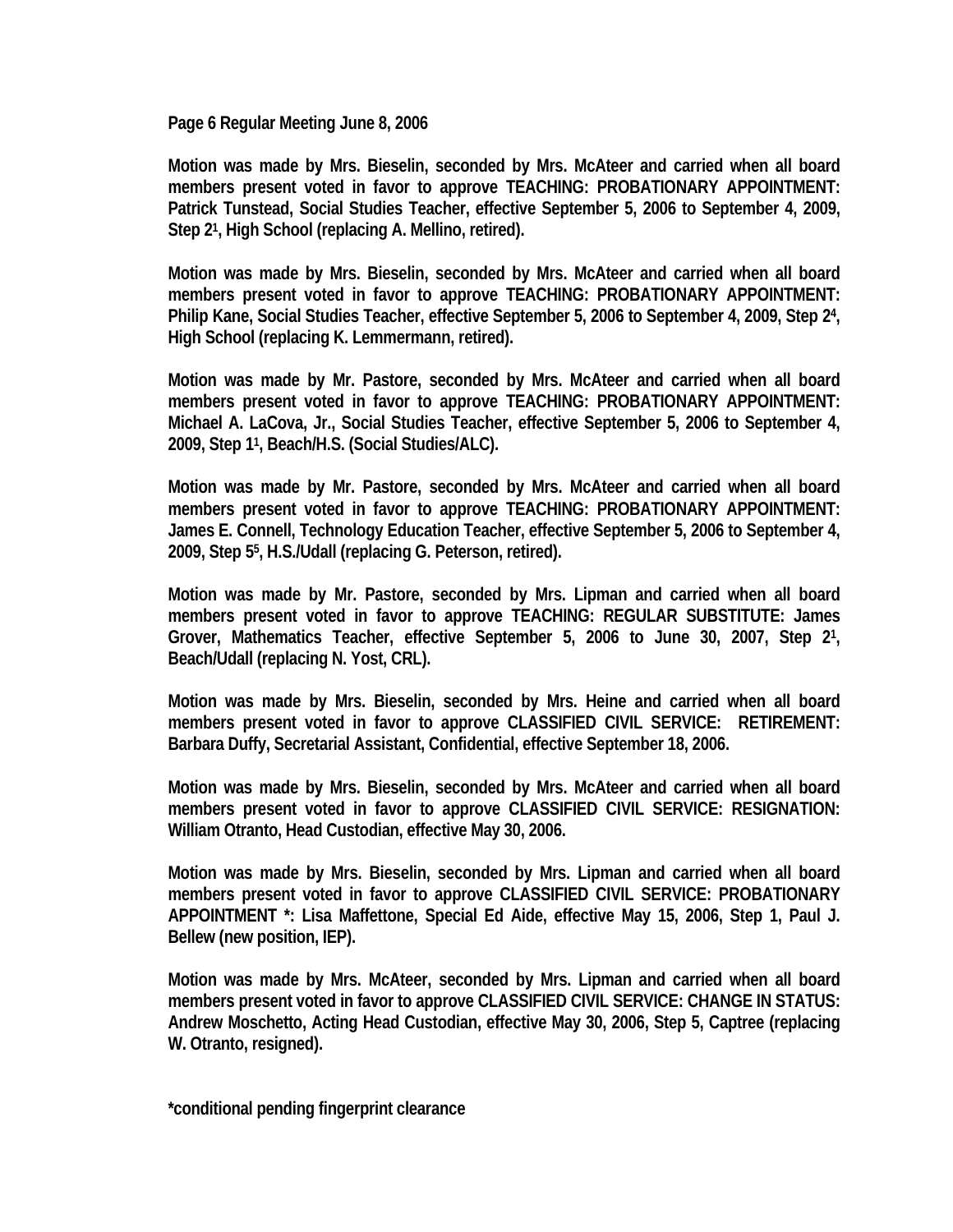**Page 6 Regular Meeting June 8, 2006**

**Motion was made by Mrs. Bieselin, seconded by Mrs. McAteer and carried when all board members present voted in favor to approve TEACHING: PROBATIONARY APPOINTMENT: Patrick Tunstead, Social Studies Teacher, effective September 5, 2006 to September 4, 2009, Step 2[1], High School (replacing A. Mellino, retired).**

**Motion was made by Mrs. Bieselin, seconded by Mrs. McAteer and carried when all board members present voted in favor to approve TEACHING: PROBATIONARY APPOINTMENT: Philip Kane, Social Studies Teacher, effective September 5, 2006 to September 4, 2009, Step 2[4], High School (replacing K. Lemmermann, retired).**

**Motion was made by Mr. Pastore, seconded by Mrs. McAteer and carried when all board members present voted in favor to approve TEACHING: PROBATIONARY APPOINTMENT: Michael A. LaCova, Jr., Social Studies Teacher, effective September 5, 2006 to September 4, 2009, Step 1[1], Beach/H.S. (Social Studies/ALC).**

**Motion was made by Mr. Pastore, seconded by Mrs. McAteer and carried when all board members present voted in favor to approve TEACHING: PROBATIONARY APPOINTMENT: James E. Connell, Technology Education Teacher, effective September 5, 2006 to September 4, 2009, Step 5[5], H.S./Udall (replacing G. Peterson, retired).**

**Motion was made by Mr. Pastore, seconded by Mrs. Lipman and carried when all board members present voted in favor to approve TEACHING: REGULAR SUBSTITUTE: James Grover, Mathematics Teacher, effective September 5, 2006 to June 30, 2007, Step 2[1], Beach/Udall (replacing N. Yost, CRL).**

**Motion was made by Mrs. Bieselin, seconded by Mrs. Heine and carried when all board members present voted in favor to approve CLASSIFIED CIVIL SERVICE: RETIREMENT: Barbara Duffy, Secretarial Assistant, Confidential, effective September 18, 2006.**

**Motion was made by Mrs. Bieselin, seconded by Mrs. McAteer and carried when all board members present voted in favor to approve CLASSIFIED CIVIL SERVICE: RESIGNATION: William Otranto, Head Custodian, effective May 30, 2006.**

**Motion was made by Mrs. Bieselin, seconded by Mrs. Lipman and carried when all board members present voted in favor to approve CLASSIFIED CIVIL SERVICE: PROBATIONARY APPOINTMENT *: Lisa Maffettone, Special Ed Aide, effective May 15, 2006, Step 1, Paul J. Bellew (new position, IEP).**

**Motion was made by Mrs. McAteer, seconded by Mrs. Lipman and carried when all board members present voted in favor to approve CLASSIFIED CIVIL SERVICE: CHANGE IN STATUS: Andrew Moschetto, Acting Head Custodian, effective May 30, 2006, Step 5, Captree (replacing W. Otranto, resigned).**

**\*conditional pending fingerprint clearance**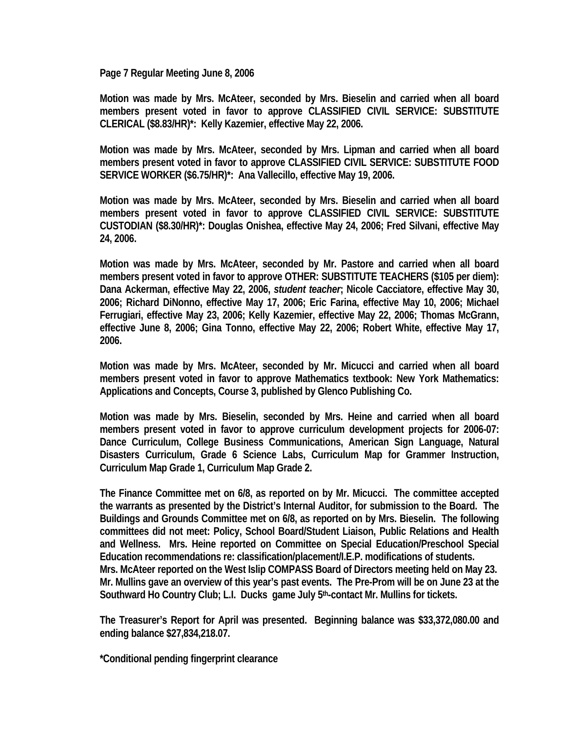**Page 7 Regular Meeting June 8, 2006**

**Motion was made by Mrs. McAteer, seconded by Mrs. Bieselin and carried when all board members present voted in favor to approve CLASSIFIED CIVIL SERVICE: SUBSTITUTE CLERICAL ($8.83/HR)*: Kelly Kazemier, effective May 22, 2006.**

**Motion was made by Mrs. McAteer, seconded by Mrs. Lipman and carried when all board members present voted in favor to approve CLASSIFIED CIVIL SERVICE: SUBSTITUTE FOOD SERVICE WORKER ($6.75/HR)*: Ana Vallecillo, effective May 19, 2006.**

**Motion was made by Mrs. McAteer, seconded by Mrs. Bieselin and carried when all board members present voted in favor to approve CLASSIFIED CIVIL SERVICE: SUBSTITUTE CUSTODIAN ($8.30/HR)*: Douglas Onishea, effective May 24, 2006; Fred Silvani, effective May 24, 2006.**

**Motion was made by Mrs. McAteer, seconded by Mr. Pastore and carried when all board members present voted in favor to approve OTHER: SUBSTITUTE TEACHERS ($105 per diem): Dana Ackerman, effective May 22, 2006, *student teacher*; Nicole Cacciatore, effective May 30, 2006; Richard DiNonno, effective May 17, 2006; Eric Farina, effective May 10, 2006; Michael Ferrugiari, effective May 23, 2006; Kelly Kazemier, effective May 22, 2006; Thomas McGrann, effective June 8, 2006; Gina Tonno, effective May 22, 2006; Robert White, effective May 17, 2006.**

**Motion was made by Mrs. McAteer, seconded by Mr. Micucci and carried when all board members present voted in favor to approve Mathematics textbook: New York Mathematics: Applications and Concepts, Course 3, published by Glenco Publishing Co.**

**Motion was made by Mrs. Bieselin, seconded by Mrs. Heine and carried when all board members present voted in favor to approve curriculum development projects for 2006-07: Dance Curriculum, College Business Communications, American Sign Language, Natural Disasters Curriculum, Grade 6 Science Labs, Curriculum Map for Grammer Instruction, Curriculum Map Grade 1, Curriculum Map Grade 2.**

**The Finance Committee met on 6/8, as reported on by Mr. Micucci. The committee accepted the warrants as presented by the District's Internal Auditor, for submission to the Board. The Buildings and Grounds Committee met on 6/8, as reported on by Mrs. Bieselin. The following committees did not meet: Policy, School Board/Student Liaison, Public Relations and Health and Wellness. Mrs. Heine reported on Committee on Special Education/Preschool Special Education recommendations re: classification/placement/I.E.P. modifications of students. Mrs. McAteer reported on the West Islip COMPASS Board of Directors meeting held on May 23. Mr. Mullins gave an overview of this year's past events. The Pre-Prom will be on June 23 at the Southward Ho Country Club; L.I. Ducks game July 5th-contact Mr. Mullins for tickets.**

**The Treasurer's Report for April was presented. Beginning balance was $33,372,080.00 and ending balance $27,834,218.07.**

***Conditional pending fingerprint clearance**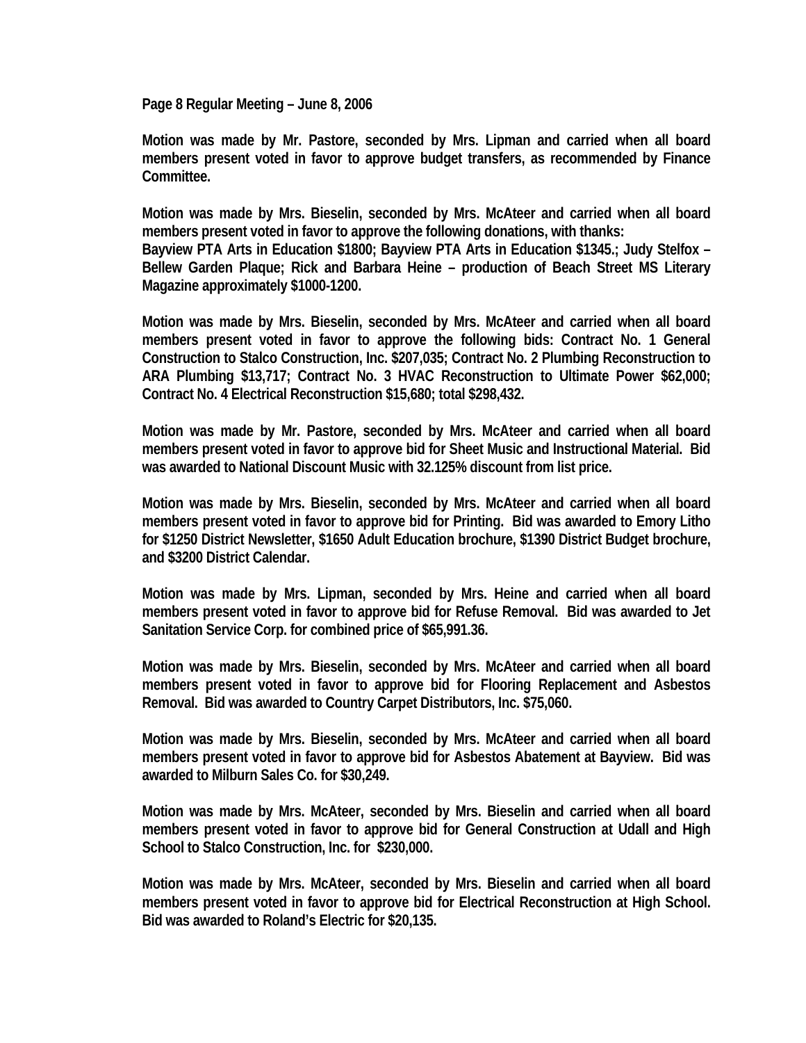**Page 8 Regular Meeting – June 8, 2006**

**Motion was made by Mr. Pastore, seconded by Mrs. Lipman and carried when all board members present voted in favor to approve budget transfers, as recommended by Finance Committee.**

**Motion was made by Mrs. Bieselin, seconded by Mrs. McAteer and carried when all board members present voted in favor to approve the following donations, with thanks:**
**Bayview PTA Arts in Education $1800; Bayview PTA Arts in Education $1345.; Judy Stelfox – Bellew Garden Plaque; Rick and Barbara Heine – production of Beach Street MS Literary Magazine approximately $1000-1200.**

**Motion was made by Mrs. Bieselin, seconded by Mrs. McAteer and carried when all board members present voted in favor to approve the following bids: Contract No. 1 General Construction to Stalco Construction, Inc. $207,035; Contract No. 2 Plumbing Reconstruction to ARA Plumbing $13,717; Contract No. 3 HVAC Reconstruction to Ultimate Power $62,000; Contract No. 4 Electrical Reconstruction $15,680; total $298,432.**

**Motion was made by Mr. Pastore, seconded by Mrs. McAteer and carried when all board members present voted in favor to approve bid for Sheet Music and Instructional Material. Bid was awarded to National Discount Music with 32.125% discount from list price.**

**Motion was made by Mrs. Bieselin, seconded by Mrs. McAteer and carried when all board members present voted in favor to approve bid for Printing. Bid was awarded to Emory Litho for $1250 District Newsletter, $1650 Adult Education brochure, $1390 District Budget brochure, and $3200 District Calendar.**

**Motion was made by Mrs. Lipman, seconded by Mrs. Heine and carried when all board members present voted in favor to approve bid for Refuse Removal. Bid was awarded to Jet Sanitation Service Corp. for combined price of $65,991.36.**

**Motion was made by Mrs. Bieselin, seconded by Mrs. McAteer and carried when all board members present voted in favor to approve bid for Flooring Replacement and Asbestos Removal. Bid was awarded to Country Carpet Distributors, Inc. $75,060.**

**Motion was made by Mrs. Bieselin, seconded by Mrs. McAteer and carried when all board members present voted in favor to approve bid for Asbestos Abatement at Bayview. Bid was awarded to Milburn Sales Co. for $30,249.**

**Motion was made by Mrs. McAteer, seconded by Mrs. Bieselin and carried when all board members present voted in favor to approve bid for General Construction at Udall and High School to Stalco Construction, Inc. for $230,000.**

**Motion was made by Mrs. McAteer, seconded by Mrs. Bieselin and carried when all board members present voted in favor to approve bid for Electrical Reconstruction at High School. Bid was awarded to Roland's Electric for $20,135.**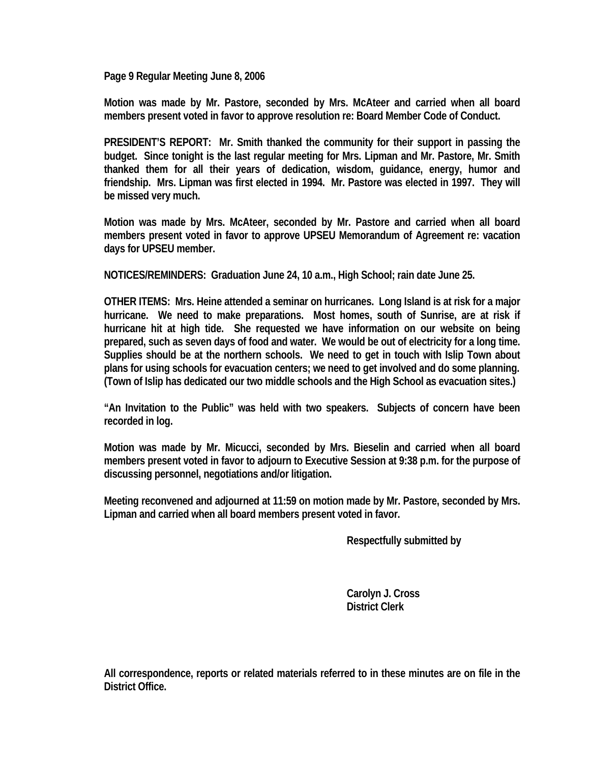Page 9 Regular Meeting June 8, 2006

Motion was made by Mr. Pastore, seconded by Mrs. McAteer and carried when all board members present voted in favor to approve resolution re: Board Member Code of Conduct.

PRESIDENT'S REPORT: Mr. Smith thanked the community for their support in passing the budget. Since tonight is the last regular meeting for Mrs. Lipman and Mr. Pastore, Mr. Smith thanked them for all their years of dedication, wisdom, guidance, energy, humor and friendship. Mrs. Lipman was first elected in 1994. Mr. Pastore was elected in 1997. They will be missed very much.

Motion was made by Mrs. McAteer, seconded by Mr. Pastore and carried when all board members present voted in favor to approve UPSEU Memorandum of Agreement re: vacation days for UPSEU member.

NOTICES/REMINDERS: Graduation June 24, 10 a.m., High School; rain date June 25.

OTHER ITEMS: Mrs. Heine attended a seminar on hurricanes. Long Island is at risk for a major hurricane. We need to make preparations. Most homes, south of Sunrise, are at risk if hurricane hit at high tide. She requested we have information on our website on being prepared, such as seven days of food and water. We would be out of electricity for a long time. Supplies should be at the northern schools. We need to get in touch with Islip Town about plans for using schools for evacuation centers; we need to get involved and do some planning. (Town of Islip has dedicated our two middle schools and the High School as evacuation sites.)

"An Invitation to the Public" was held with two speakers. Subjects of concern have been recorded in log.

Motion was made by Mr. Micucci, seconded by Mrs. Bieselin and carried when all board members present voted in favor to adjourn to Executive Session at 9:38 p.m. for the purpose of discussing personnel, negotiations and/or litigation.

Meeting reconvened and adjourned at 11:59 on motion made by Mr. Pastore, seconded by Mrs. Lipman and carried when all board members present voted in favor.

Respectfully submitted by

Carolyn J. Cross
District Clerk

All correspondence, reports or related materials referred to in these minutes are on file in the District Office.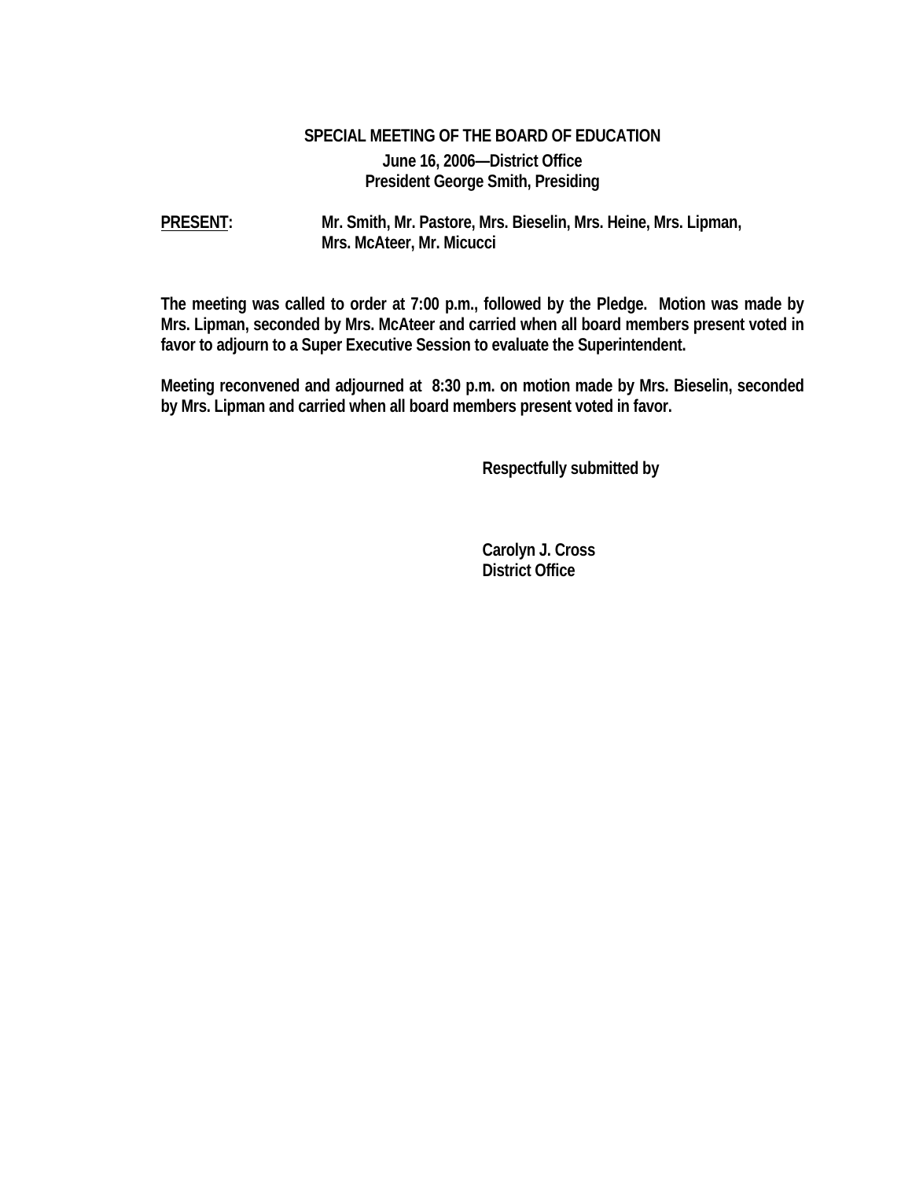**SPECIAL MEETING OF THE BOARD OF EDUCATION**

**June 16, 2006—District Office**
**President George Smith, Presiding**

**PRESENT:** Mr. Smith, Mr. Pastore, Mrs. Bieselin, Mrs. Heine, Mrs. Lipman, Mrs. McAteer, Mr. Micucci

The meeting was called to order at 7:00 p.m., followed by the Pledge. Motion was made by Mrs. Lipman, seconded by Mrs. McAteer and carried when all board members present voted in favor to adjourn to a Super Executive Session to evaluate the Superintendent.

Meeting reconvened and adjourned at 8:30 p.m. on motion made by Mrs. Bieselin, seconded by Mrs. Lipman and carried when all board members present voted in favor.

Respectfully submitted by

Carolyn J. Cross
District Office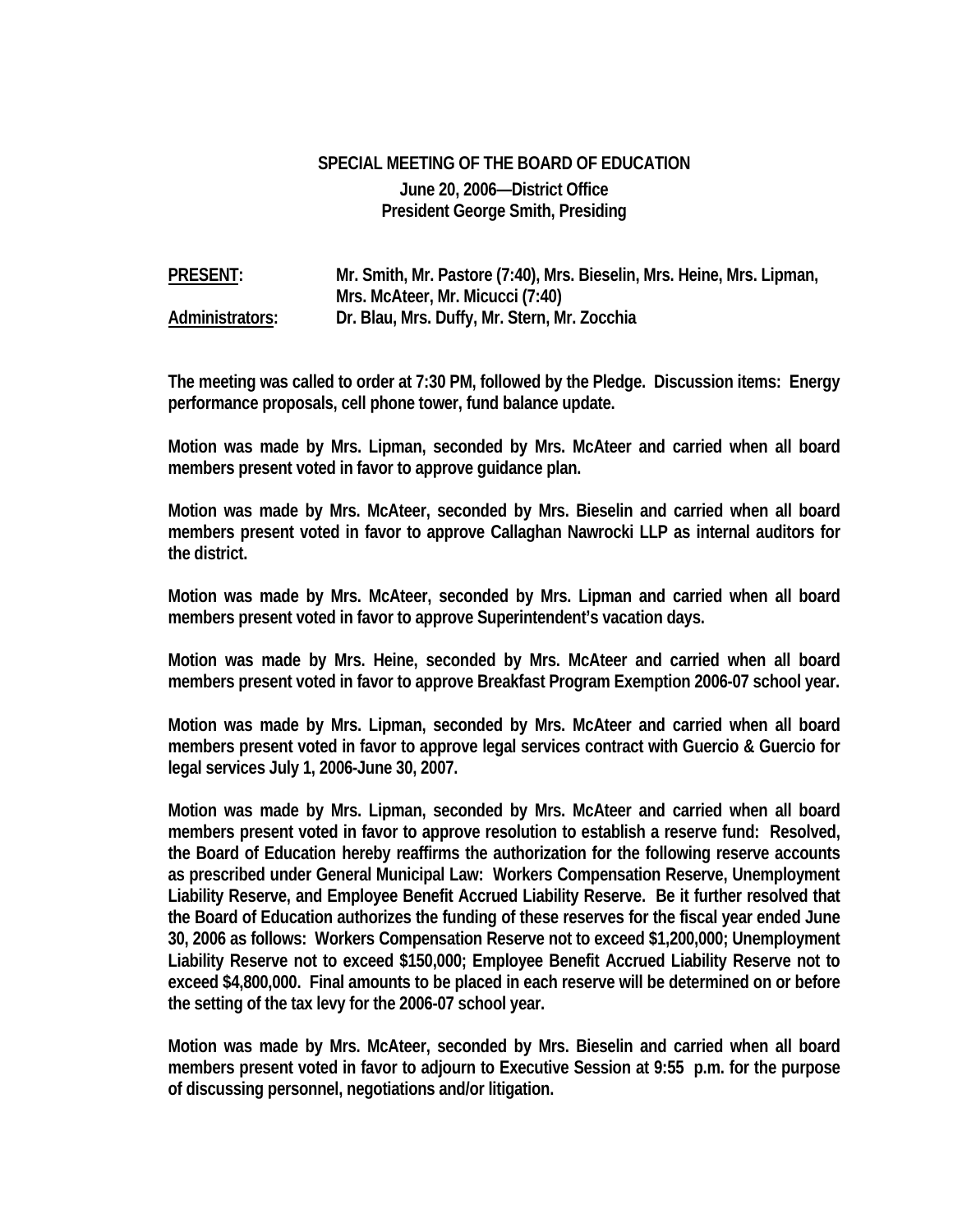**SPECIAL MEETING OF THE BOARD OF EDUCATION**

**June 20, 2006—District Office**
**President George Smith, Presiding**

| | |
|---|---|
| **PRESENT:** | **Mr. Smith, Mr. Pastore (7:40), Mrs. Bieselin, Mrs. Heine, Mrs. Lipman, Mrs. McAteer, Mr. Micucci (7:40)** |
| **Administrators:** | **Dr. Blau, Mrs. Duffy, Mr. Stern, Mr. Zocchia** |

**The meeting was called to order at 7:30 PM, followed by the Pledge. Discussion items: Energy performance proposals, cell phone tower, fund balance update.**

**Motion was made by Mrs. Lipman, seconded by Mrs. McAteer and carried when all board members present voted in favor to approve guidance plan.**

**Motion was made by Mrs. McAteer, seconded by Mrs. Bieselin and carried when all board members present voted in favor to approve Callaghan Nawrocki LLP as internal auditors for the district.**

**Motion was made by Mrs. McAteer, seconded by Mrs. Lipman and carried when all board members present voted in favor to approve Superintendent's vacation days.**

**Motion was made by Mrs. Heine, seconded by Mrs. McAteer and carried when all board members present voted in favor to approve Breakfast Program Exemption 2006-07 school year.**

**Motion was made by Mrs. Lipman, seconded by Mrs. McAteer and carried when all board members present voted in favor to approve legal services contract with Guercio & Guercio for legal services July 1, 2006-June 30, 2007.**

**Motion was made by Mrs. Lipman, seconded by Mrs. McAteer and carried when all board members present voted in favor to approve resolution to establish a reserve fund: Resolved, the Board of Education hereby reaffirms the authorization for the following reserve accounts as prescribed under General Municipal Law: Workers Compensation Reserve, Unemployment Liability Reserve, and Employee Benefit Accrued Liability Reserve. Be it further resolved that the Board of Education authorizes the funding of these reserves for the fiscal year ended June 30, 2006 as follows: Workers Compensation Reserve not to exceed $1,200,000; Unemployment Liability Reserve not to exceed $150,000; Employee Benefit Accrued Liability Reserve not to exceed $4,800,000. Final amounts to be placed in each reserve will be determined on or before the setting of the tax levy for the 2006-07 school year.**

**Motion was made by Mrs. McAteer, seconded by Mrs. Bieselin and carried when all board members present voted in favor to adjourn to Executive Session at 9:55 p.m. for the purpose of discussing personnel, negotiations and/or litigation.**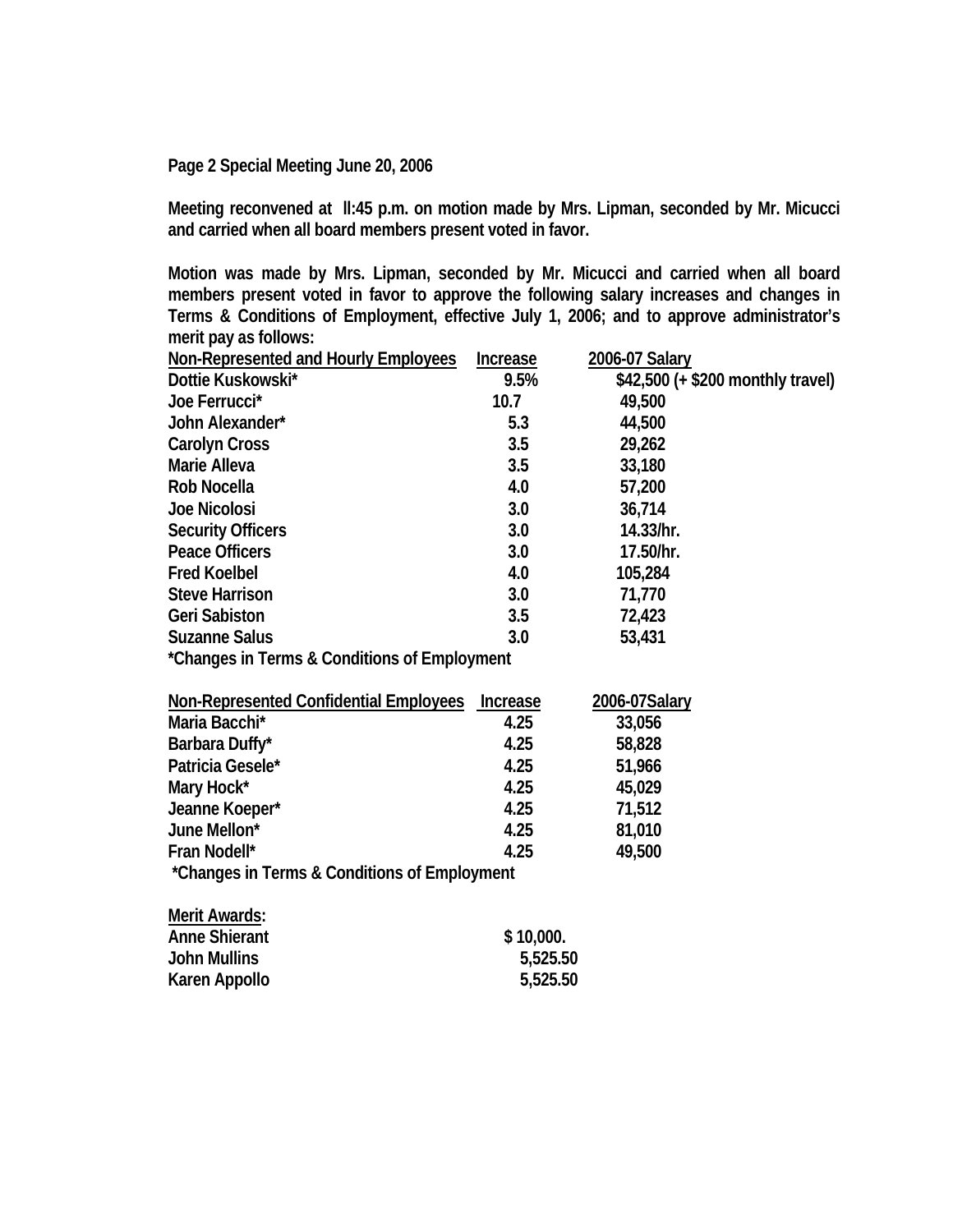**Page 2 Special Meeting June 20, 2006**

**Meeting reconvened at ll:45 p.m. on motion made by Mrs. Lipman, seconded by Mr. Micucci and carried when all board members present voted in favor.**

**Motion was made by Mrs. Lipman, seconded by Mr. Micucci and carried when all board members present voted in favor to approve the following salary increases and changes in Terms & Conditions of Employment, effective July 1, 2006; and to approve administrator's merit pay as follows:**

| Non-Represented and Hourly Employees | Increase | 2006-07 Salary |
|---|---|---|
| Dottie Kuskowski* | 9.5% | $42,500 (+ $200 monthly travel) |
| Joe Ferrucci* | 10.7 | 49,500 |
| John Alexander* | 5.3 | 44,500 |
| Carolyn Cross | 3.5 | 29,262 |
| Marie Alleva | 3.5 | 33,180 |
| Rob Nocella | 4.0 | 57,200 |
| Joe Nicolosi | 3.0 | 36,714 |
| Security Officers | 3.0 | 14.33/hr. |
| Peace Officers | 3.0 | 17.50/hr. |
| Fred Koelbel | 4.0 | 105,284 |
| Steve Harrison | 3.0 | 71,770 |
| Geri Sabiston | 3.5 | 72,423 |
| Suzanne Salus | 3.0 | 53,431 |

**\*Changes in Terms & Conditions of Employment**

| Non-Represented Confidential Employees | Increase | 2006-07Salary |
|---|---|---|
| Maria Bacchi* | 4.25 | 33,056 |
| Barbara Duffy* | 4.25 | 58,828 |
| Patricia Gesele* | 4.25 | 51,966 |
| Mary Hock* | 4.25 | 45,029 |
| Jeanne Koeper* | 4.25 | 71,512 |
| June Mellon* | 4.25 | 81,010 |
| Fran Nodell* | 4.25 | 49,500 |

**\*Changes in Terms & Conditions of Employment**

| Merit Awards: | |
|---|---|
| Anne Shierant | $ 10,000. |
| John Mullins | 5,525.50 |
| Karen Appollo | 5,525.50 |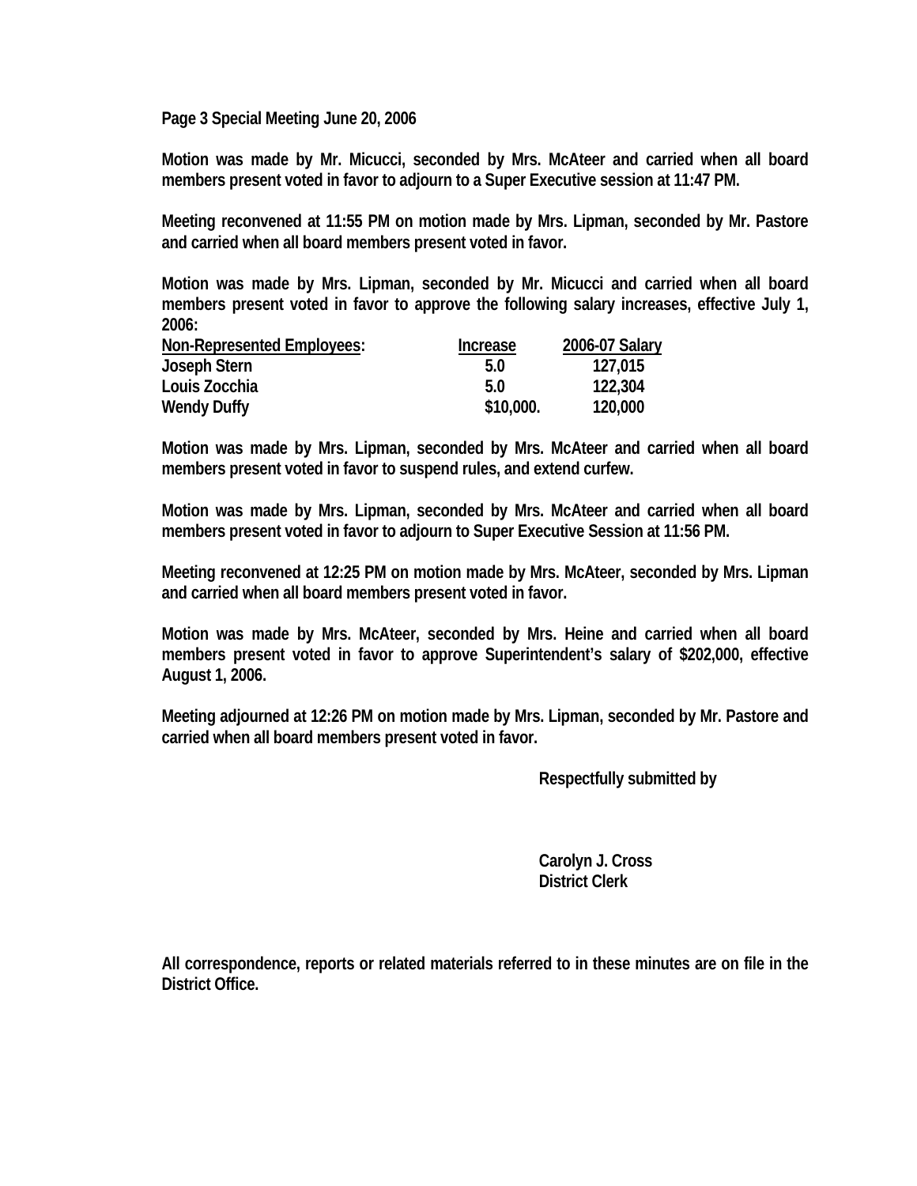**Page 3 Special Meeting June 20, 2006**

**Motion was made by Mr. Micucci, seconded by Mrs. McAteer and carried when all board members present voted in favor to adjourn to a Super Executive session at 11:47 PM.**

**Meeting reconvened at 11:55 PM on motion made by Mrs. Lipman, seconded by Mr. Pastore and carried when all board members present voted in favor.**

**Motion was made by Mrs. Lipman, seconded by Mr. Micucci and carried when all board members present voted in favor to approve the following salary increases, effective July 1, 2006:**

| **Non-Represented Employees:** | **Increase** | **2006-07 Salary** |
|---|---|---|
| **Joseph Stern** | **5.0** | **127,015** |
| **Louis Zocchia** | **5.0** | **122,304** |
| **Wendy Duffy** | **$10,000.** | **120,000** |

**Motion was made by Mrs. Lipman, seconded by Mrs. McAteer and carried when all board members present voted in favor to suspend rules, and extend curfew.**

**Motion was made by Mrs. Lipman, seconded by Mrs. McAteer and carried when all board members present voted in favor to adjourn to Super Executive Session at 11:56 PM.**

**Meeting reconvened at 12:25 PM on motion made by Mrs. McAteer, seconded by Mrs. Lipman and carried when all board members present voted in favor.**

**Motion was made by Mrs. McAteer, seconded by Mrs. Heine and carried when all board members present voted in favor to approve Superintendent's salary of $202,000, effective August 1, 2006.**

**Meeting adjourned at 12:26 PM on motion made by Mrs. Lipman, seconded by Mr. Pastore and carried when all board members present voted in favor.**

**Respectfully submitted by**

**Carolyn J. Cross**
**District Clerk**

**All correspondence, reports or related materials referred to in these minutes are on file in the District Office.**